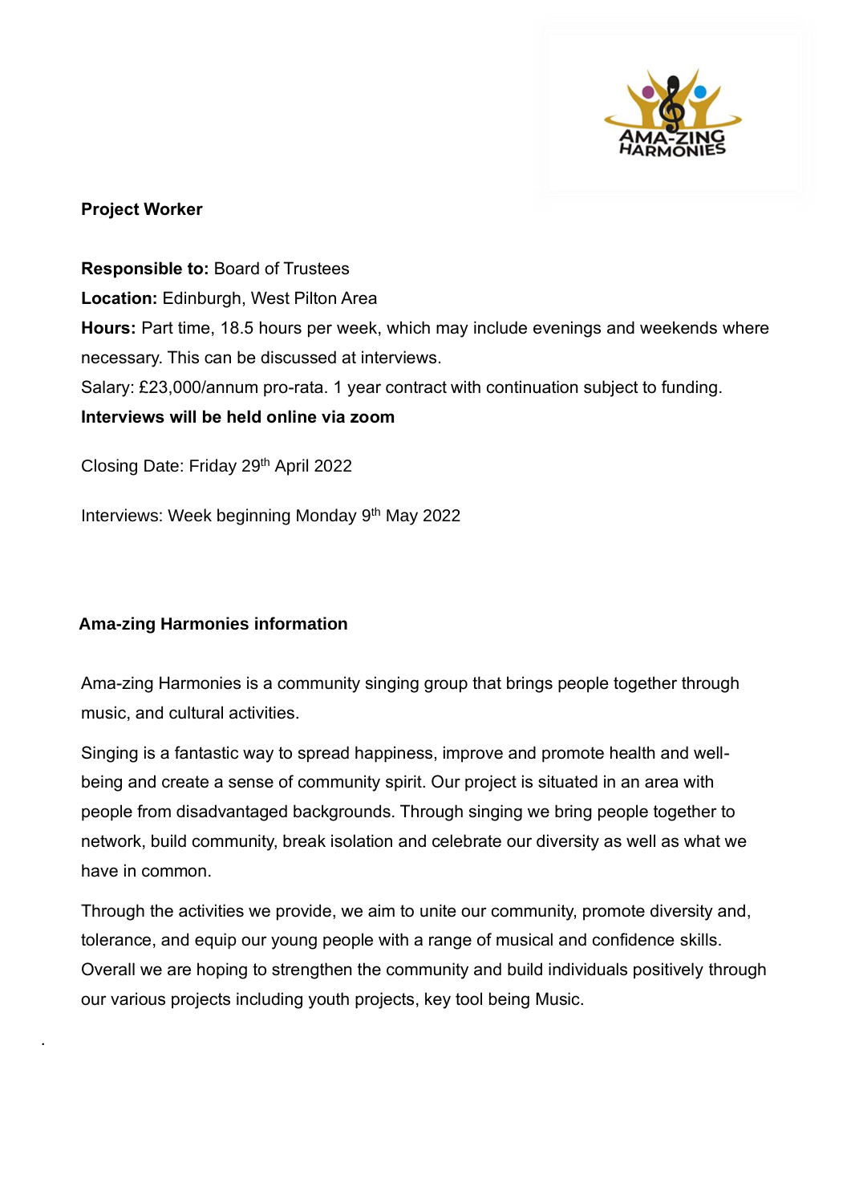## Project Worker

**Responsible to:** Board of Trustees
**Location:** Edinburgh, West Pilton Area
**Hours:** Part time, 18.5 hours per week, which may include evenings and weekends where necessary. This can be discussed at interviews.
Salary: £23,000/annum pro-rata. 1 year contract with continuation subject to funding.
**Interviews will be held online via zoom**

Closing Date: Friday 29th April 2022

Interviews: Week beginning Monday 9th May 2022

## Ama-zing Harmonies information

Ama-zing Harmonies is a community singing group that brings people together through music, and cultural activities.

Singing is a fantastic way to spread happiness, improve and promote health and well-being and create a sense of community spirit. Our project is situated in an area with people from disadvantaged backgrounds. Through singing we bring people together to network, build community, break isolation and celebrate our diversity as well as what we have in common.

Through the activities we provide, we aim to unite our community, promote diversity and, tolerance, and equip our young people with a range of musical and confidence skills. Overall we are hoping to strengthen the community and build individuals positively through our various projects including youth projects, key tool being Music.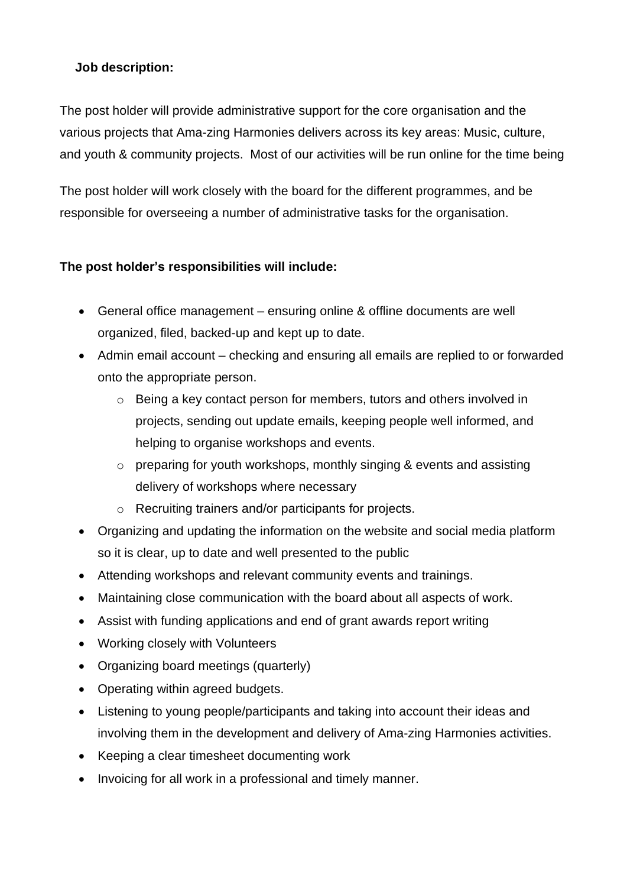**Job description:**

The post holder will provide administrative support for the core organisation and the various projects that Ama-zing Harmonies delivers across its key areas: Music, culture, and youth & community projects. Most of our activities will be run online for the time being

The post holder will work closely with the board for the different programmes, and be responsible for overseeing a number of administrative tasks for the organisation.

**The post holder's responsibilities will include:**

- General office management – ensuring online & offline documents are well organized, filed, backed-up and kept up to date.
- Admin email account – checking and ensuring all emails are replied to or forwarded onto the appropriate person.
    - Being a key contact person for members, tutors and others involved in projects, sending out update emails, keeping people well informed, and helping to organise workshops and events.
    - preparing for youth workshops, monthly singing & events and assisting delivery of workshops where necessary
    - Recruiting trainers and/or participants for projects.
- Organizing and updating the information on the website and social media platform so it is clear, up to date and well presented to the public
- Attending workshops and relevant community events and trainings.
- Maintaining close communication with the board about all aspects of work.
- Assist with funding applications and end of grant awards report writing
- Working closely with Volunteers
- Organizing board meetings (quarterly)
- Operating within agreed budgets.
- Listening to young people/participants and taking into account their ideas and involving them in the development and delivery of Ama-zing Harmonies activities.
- Keeping a clear timesheet documenting work
- Invoicing for all work in a professional and timely manner.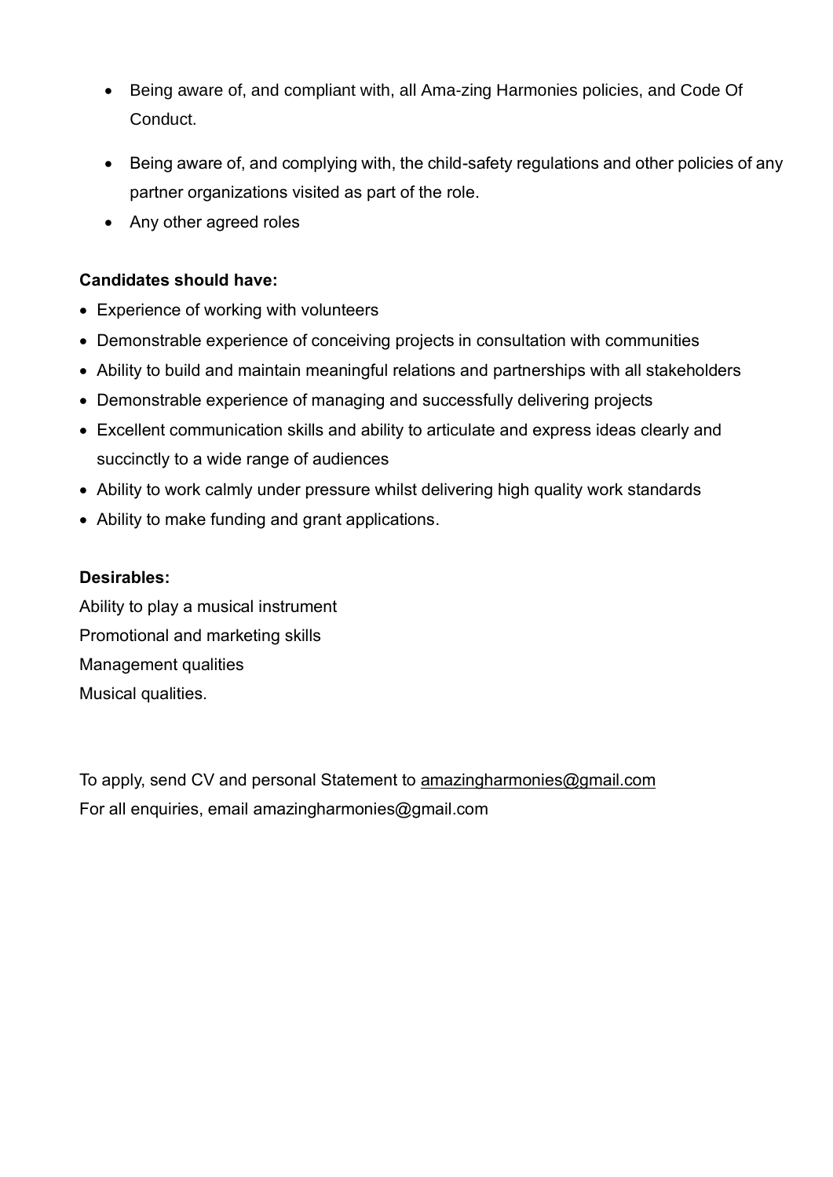- Being aware of, and compliant with, all Ama-zing Harmonies policies, and Code Of Conduct.
- Being aware of, and complying with, the child-safety regulations and other policies of any partner organizations visited as part of the role.
- Any other agreed roles

**Candidates should have:**

- Experience of working with volunteers
- Demonstrable experience of conceiving projects in consultation with communities
- Ability to build and maintain meaningful relations and partnerships with all stakeholders
- Demonstrable experience of managing and successfully delivering projects
- Excellent communication skills and ability to articulate and express ideas clearly and succinctly to a wide range of audiences
- Ability to work calmly under pressure whilst delivering high quality work standards
- Ability to make funding and grant applications.

**Desirables:**

Ability to play a musical instrument
Promotional and marketing skills
Management qualities
Musical qualities.

To apply, send CV and personal Statement to amazingharmonies@gmail.com
For all enquiries, email amazingharmonies@gmail.com